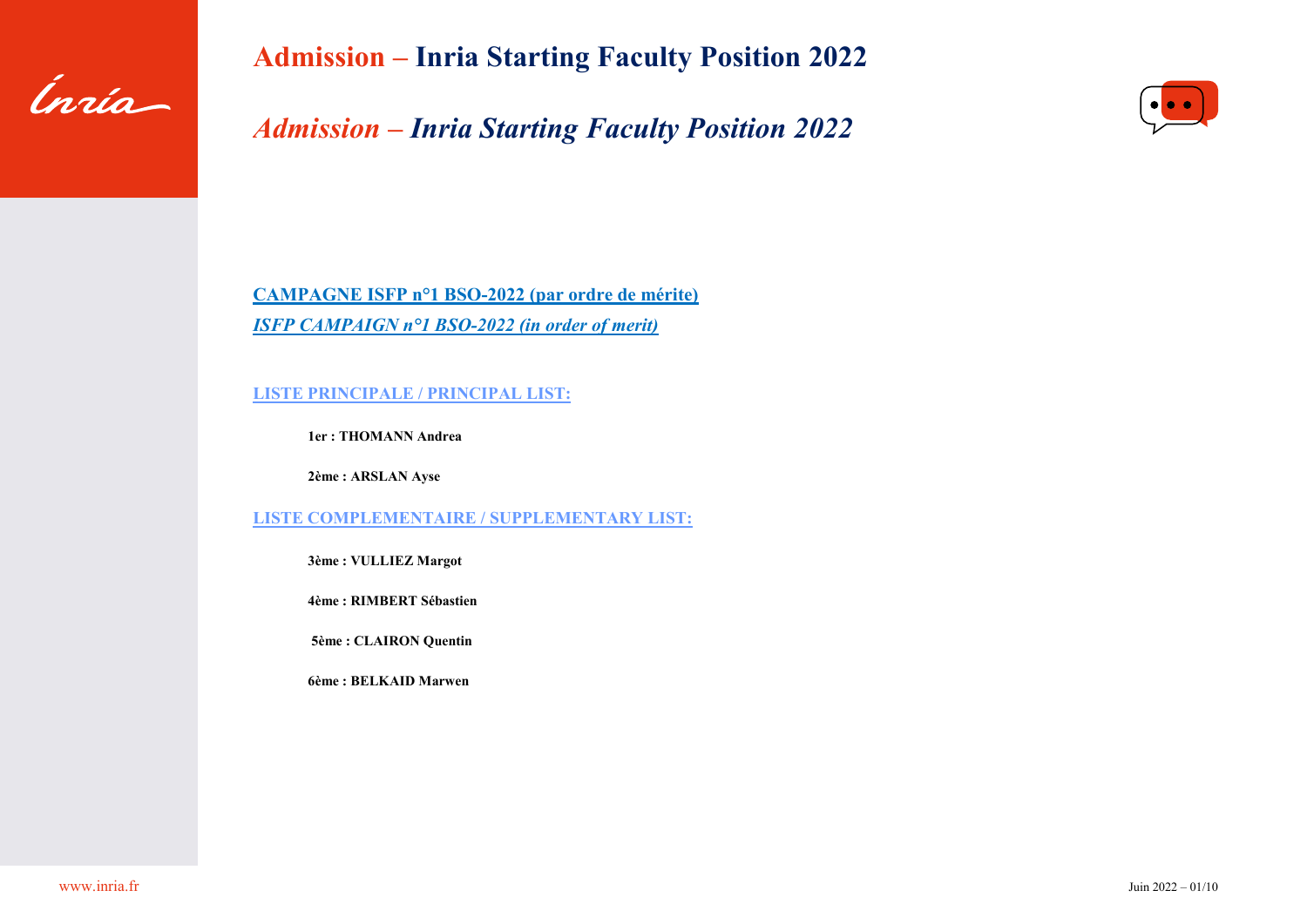# Admission – Inria Starting Faculty Position 2022

## *Admission – Inria Starting Faculty Position 2022*

**CAMPAGNE ISFP n°1 BSO-2022 (par ordre de mérite)**

***ISFP CAMPAIGN n°1 BSO-2022 (in order of merit)***

**LISTE PRINCIPALE / PRINCIPAL LIST:**

**1er : THOMANN Andrea**

**2ème : ARSLAN Ayse**

**LISTE COMPLEMENTAIRE / SUPPLEMENTARY LIST:**

**3ème : VULLIEZ Margot**

**4ème : RIMBERT Sébastien**

**5ème : CLAIRON Quentin**

**6ème : BELKAID Marwen**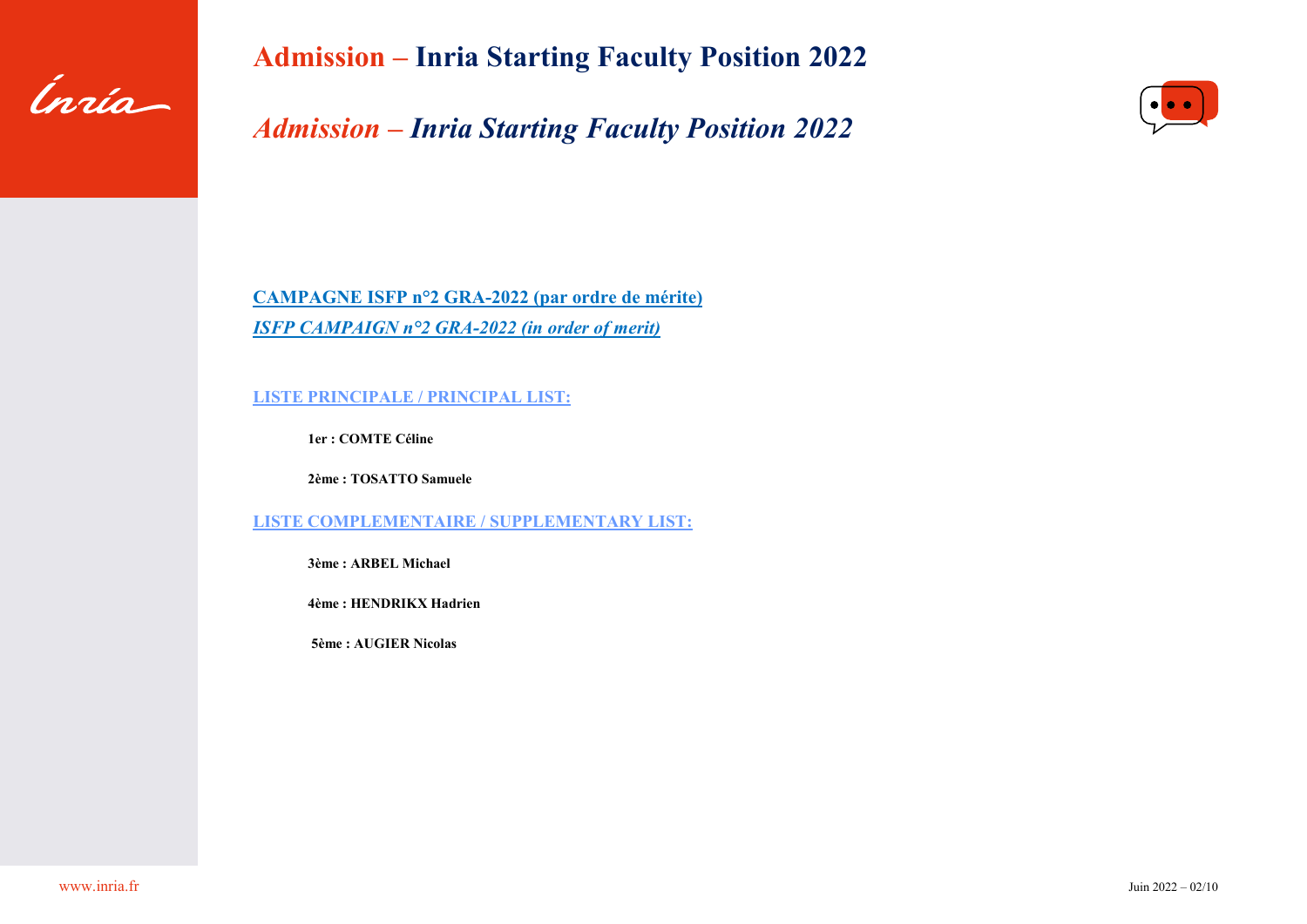# Admission – Inria Starting Faculty Position 2022

## *Admission – Inria Starting Faculty Position 2022*

**CAMPAGNE ISFP n°2 GRA-2022 (par ordre de mérite)**

***ISFP CAMPAIGN n°2 GRA-2022 (in order of merit)***

### LISTE PRINCIPALE / PRINCIPAL LIST:

**1er : COMTE Céline**

**2ème : TOSATTO Samuele**

### LISTE COMPLEMENTAIRE / SUPPLEMENTARY LIST:

**3ème : ARBEL Michael**

**4ème : HENDRIKX Hadrien**

**5ème : AUGIER Nicolas**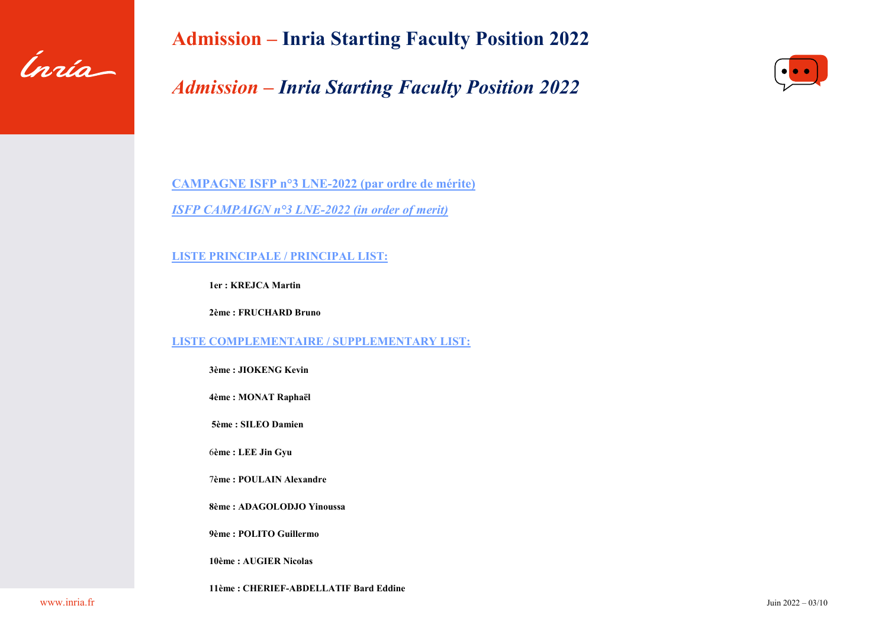# Admission – Inria Starting Faculty Position 2022

## *Admission – Inria Starting Faculty Position 2022*

**CAMPAGNE ISFP n°3 LNE-2022 (par ordre de mérite)**

***ISFP CAMPAIGN n°3 LNE-2022 (in order of merit)***

**LISTE PRINCIPALE / PRINCIPAL LIST:**

**1er : KREJCA Martin**

**2ème : FRUCHARD Bruno**

**LISTE COMPLEMENTAIRE / SUPPLEMENTARY LIST:**

**3ème : JIOKENG Kevin**

**4ème : MONAT Raphaël**

**5ème : SILEO Damien**

**6ème : LEE Jin Gyu**

**7ème : POULAIN Alexandre**

**8ème : ADAGOLODJO Yinoussa**

**9ème : POLITO Guillermo**

**10ème : AUGIER Nicolas**

**11ème : CHERIEF-ABDELLATIF Bard Eddine**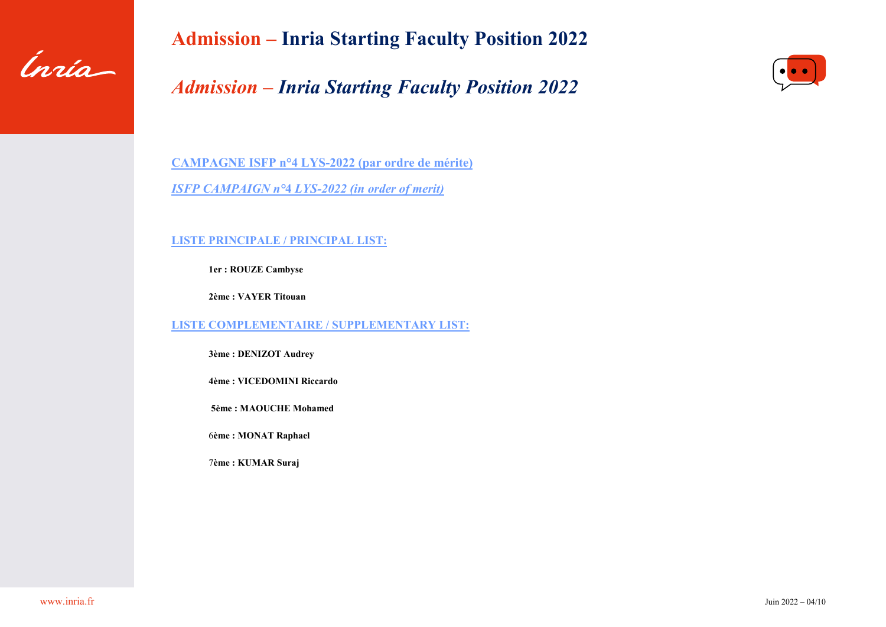# Admission – Inria Starting Faculty Position 2022

## *Admission – Inria Starting Faculty Position 2022*

**CAMPAGNE ISFP n°4 LYS-2022 (par ordre de mérite)**

***ISFP CAMPAIGN n°4 LYS-2022 (in order of merit)***

**LISTE PRINCIPALE / PRINCIPAL LIST:**

**1er : ROUZE Cambyse**

**2ème : VAYER Titouan**

**LISTE COMPLEMENTAIRE / SUPPLEMENTARY LIST:**

**3ème : DENIZOT Audrey**

**4ème : VICEDOMINI Riccardo**

**5ème : MAOUCHE Mohamed**

6**ème : MONAT Raphael**

7**ème : KUMAR Suraj**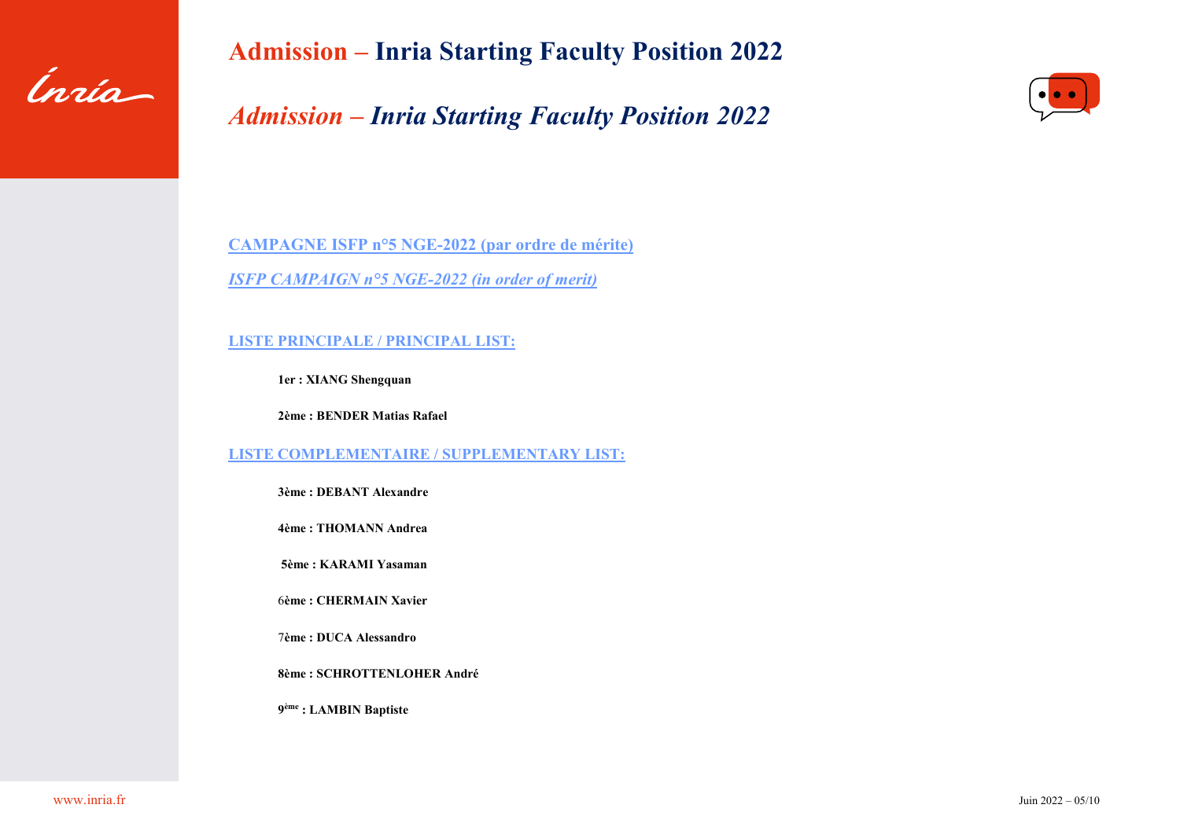# Admission – Inria Starting Faculty Position 2022

## *Admission – Inria Starting Faculty Position 2022*

**CAMPAGNE ISFP n°5 NGE-2022 (par ordre de mérite)**

***ISFP CAMPAIGN n°5 NGE-2022 (in order of merit)***

**LISTE PRINCIPALE / PRINCIPAL LIST:**

**1er : XIANG Shengquan**

**2ème : BENDER Matias Rafael**

**LISTE COMPLEMENTAIRE / SUPPLEMENTARY LIST:**

**3ème : DEBANT Alexandre**

**4ème : THOMANN Andrea**

**5ème : KARAMI Yasaman**

**6ème : CHERMAIN Xavier**

**7ème : DUCA Alessandro**

**8ème : SCHROTTENLOHER André**

**9ème : LAMBIN Baptiste**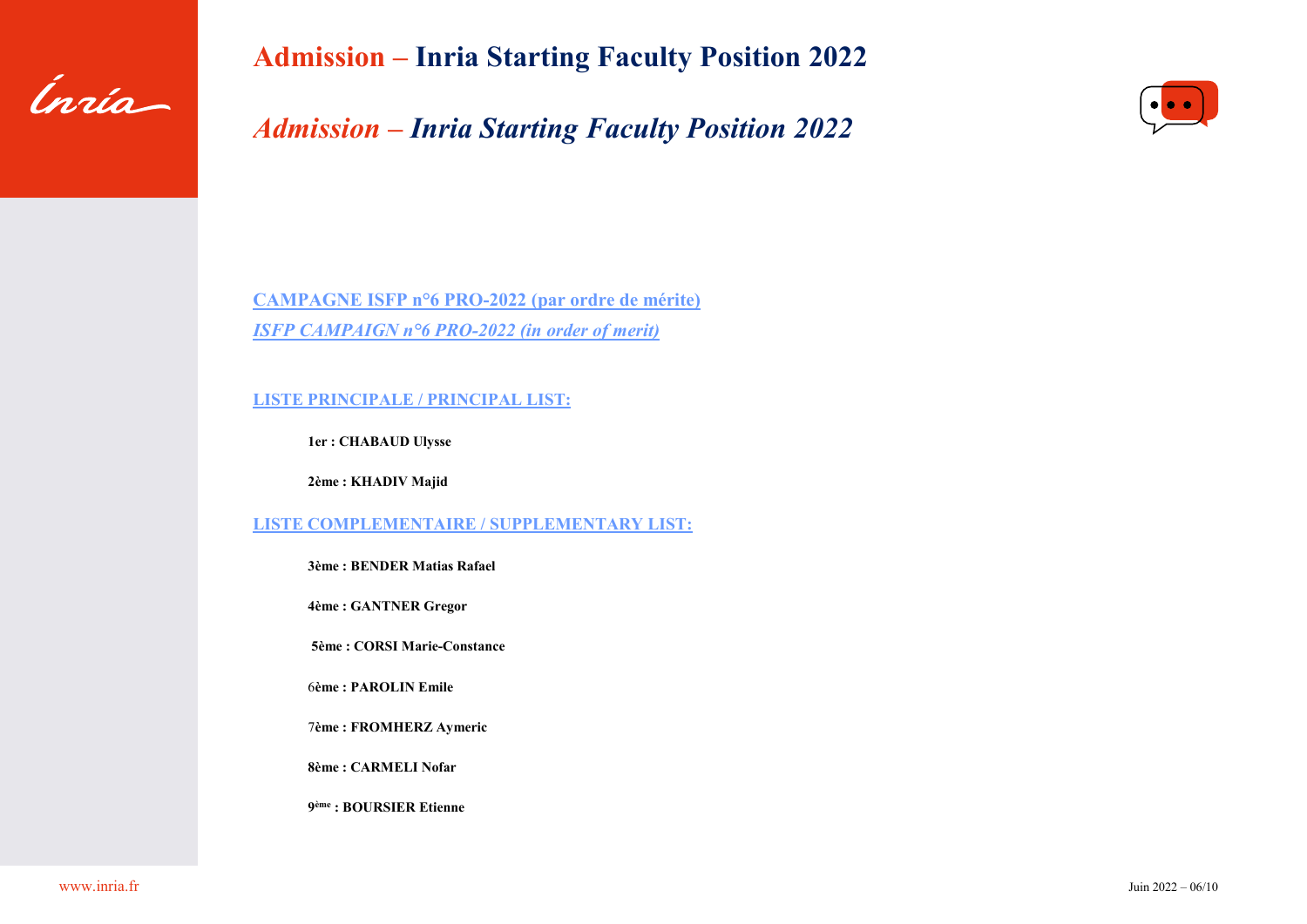# Admission – Inria Starting Faculty Position 2022

## *Admission – Inria Starting Faculty Position 2022*

**CAMPAGNE ISFP n°6 PRO-2022 (par ordre de mérite)**

***ISFP CAMPAIGN n°6 PRO-2022 (in order of merit)***

**LISTE PRINCIPALE / PRINCIPAL LIST:**

**1er : CHABAUD Ulysse**

**2ème : KHADIV Majid**

**LISTE COMPLEMENTAIRE / SUPPLEMENTARY LIST:**

**3ème : BENDER Matias Rafael**

**4ème : GANTNER Gregor**

**5ème : CORSI Marie-Constance**

**6ème : PAROLIN Emile**

**7ème : FROMHERZ Aymeric**

**8ème : CARMELI Nofar**

**9ème : BOURSIER Etienne**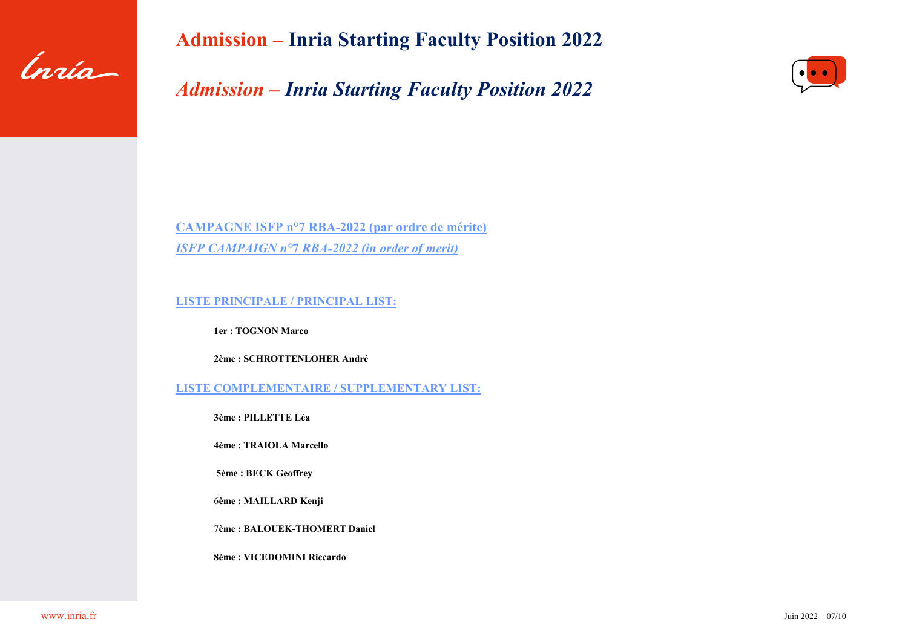# Admission – Inria Starting Faculty Position 2022

## *Admission – Inria Starting Faculty Position 2022*

**CAMPAGNE ISFP n°7 RBA-2022 (par ordre de mérite)**

***ISFP CAMPAIGN n°7 RBA-2022 (in order of merit)***

**LISTE PRINCIPALE / PRINCIPAL LIST:**

**1er : TOGNON Marco**

**2ème : SCHROTTENLOHER André**

**LISTE COMPLEMENTAIRE / SUPPLEMENTARY LIST:**

**3ème : PILLETTE Léa**

**4ème : TRAIOLA Marcello**

**5ème : BECK Geoffrey**

6**ème : MAILLARD Kenji**

7**ème : BALOUEK-THOMERT Daniel**

**8ème : VICEDOMINI Riccardo**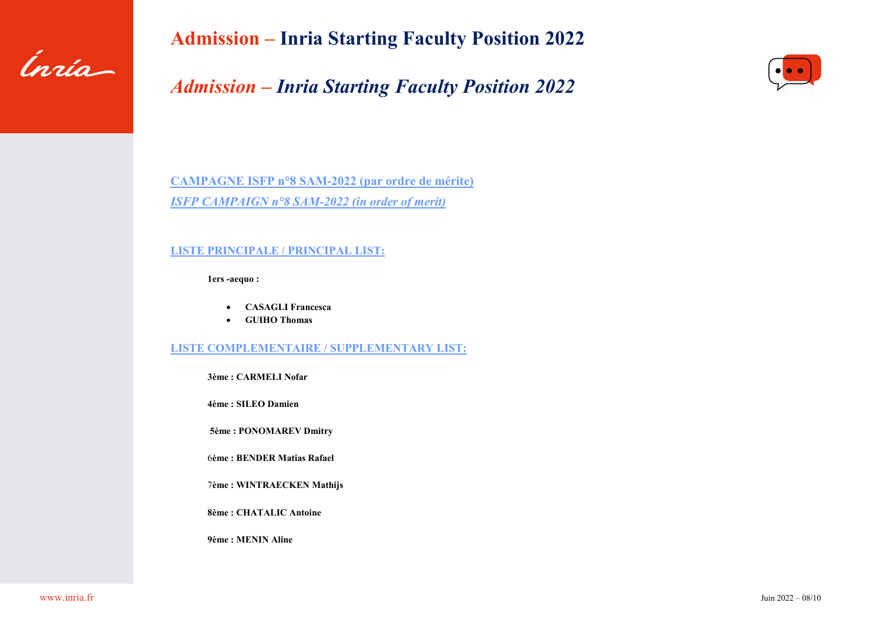# Admission – Inria Starting Faculty Position 2022

## *Admission – Inria Starting Faculty Position 2022*

**CAMPAGNE ISFP n°8 SAM-2022 (par ordre de mérite)**

***ISFP CAMPAIGN n°8 SAM-2022 (in order of merit)***

**LISTE PRINCIPALE / PRINCIPAL LIST:**

**1ers -aequo :**

- **CASAGLI Francesca**
- **GUIHO Thomas**

**LISTE COMPLEMENTAIRE / SUPPLEMENTARY LIST:**

**3ème : CARMELI Nofar**

**4ème : SILEO Damien**

**5ème : PONOMAREV Dmitry**

6**ème : BENDER Matias Rafael**

7**ème : WINTRAECKEN Mathijs**

**8ème : CHATALIC Antoine**

**9ème : MENIN Aline**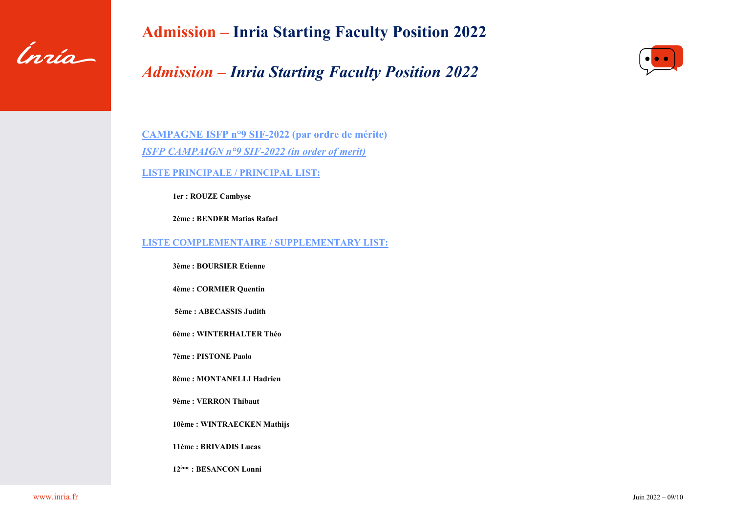# Admission – Inria Starting Faculty Position 2022

## *Admission – Inria Starting Faculty Position 2022*

**CAMPAGNE ISFP n°9 SIF-2022 (par ordre de mérite)**

***ISFP CAMPAIGN n°9 SIF-2022 (in order of merit)***

**LISTE PRINCIPALE / PRINCIPAL LIST:**

**1er : ROUZE Cambyse**

**2ème : BENDER Matias Rafael**

**LISTE COMPLEMENTAIRE / SUPPLEMENTARY LIST:**

**3ème : BOURSIER Etienne**

**4ème : CORMIER Quentin**

**5ème : ABECASSIS Judith**

**6ème : WINTERHALTER Théo**

**7ème : PISTONE Paolo**

**8ème : MONTANELLI Hadrien**

**9ème : VERRON Thibaut**

**10ème : WINTRAECKEN Mathijs**

**11ème : BRIVADIS Lucas**

**12ème : BESANCON Lonni**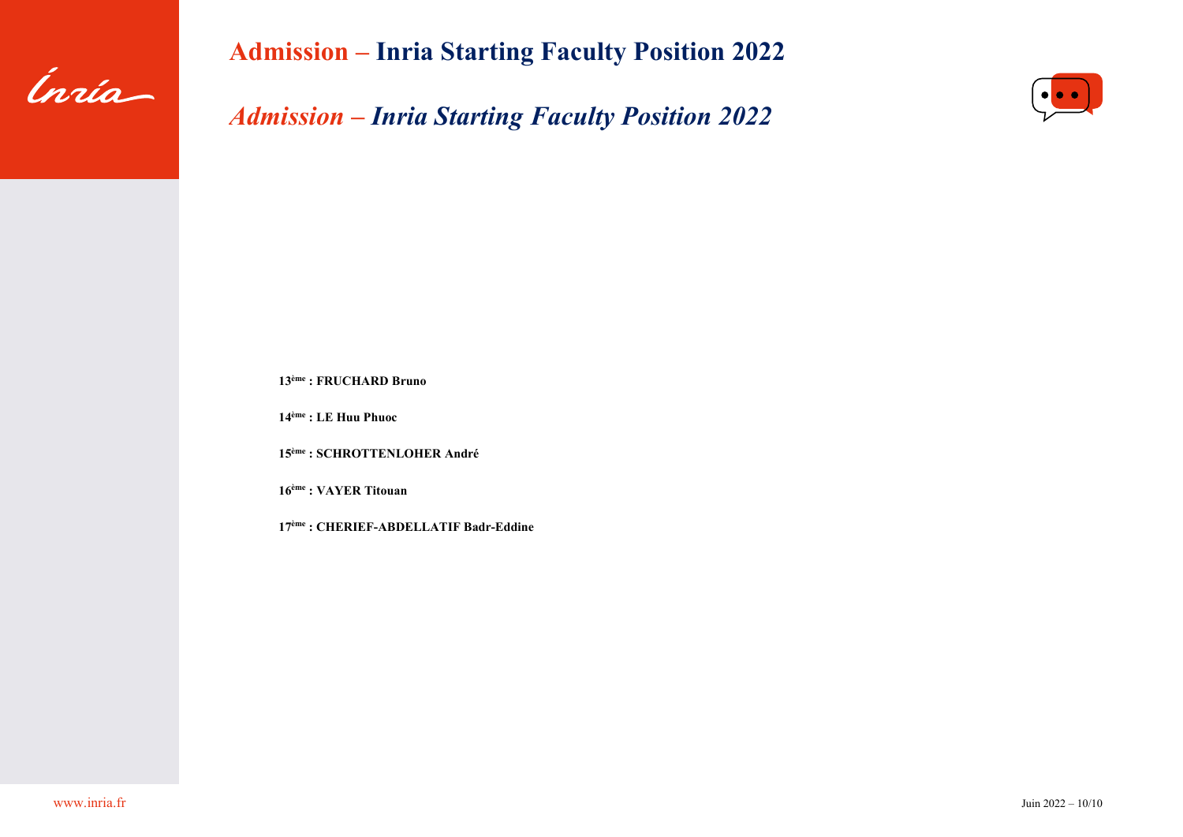# Admission – Inria Starting Faculty Position 2022

## *Admission – Inria Starting Faculty Position 2022*

**13ème : FRUCHARD Bruno**

**14ème : LE Huu Phuoc**

**15ème : SCHROTTENLOHER André**

**16ème : VAYER Titouan**

**17ème : CHERIEF-ABDELLATIF Badr-Eddine**